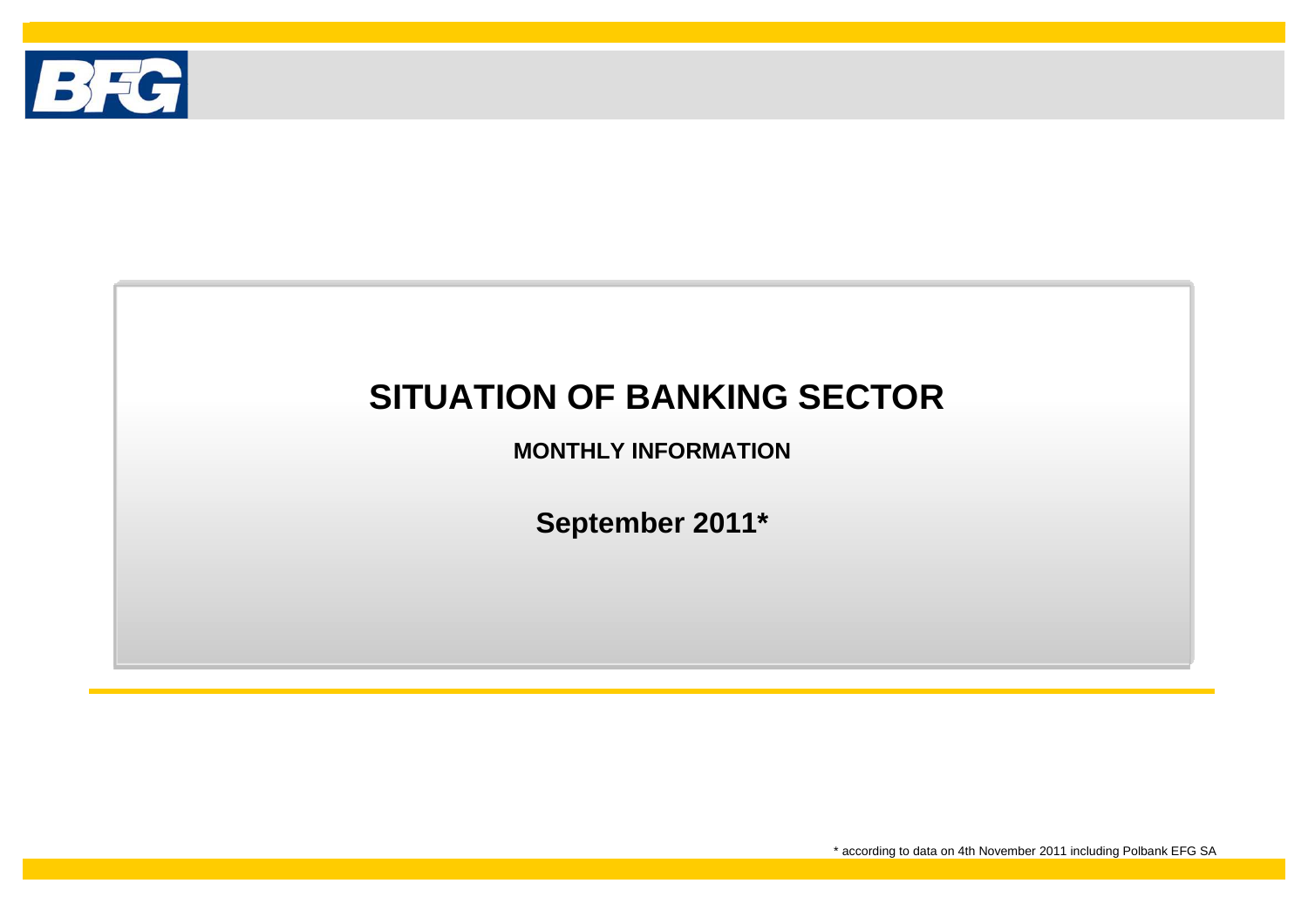# SITUATION OF BANKING SECTOR

**MONTHLY INFORMATION**

## September 2011*

\* according to data on 4th November 2011 including Polbank EFG SA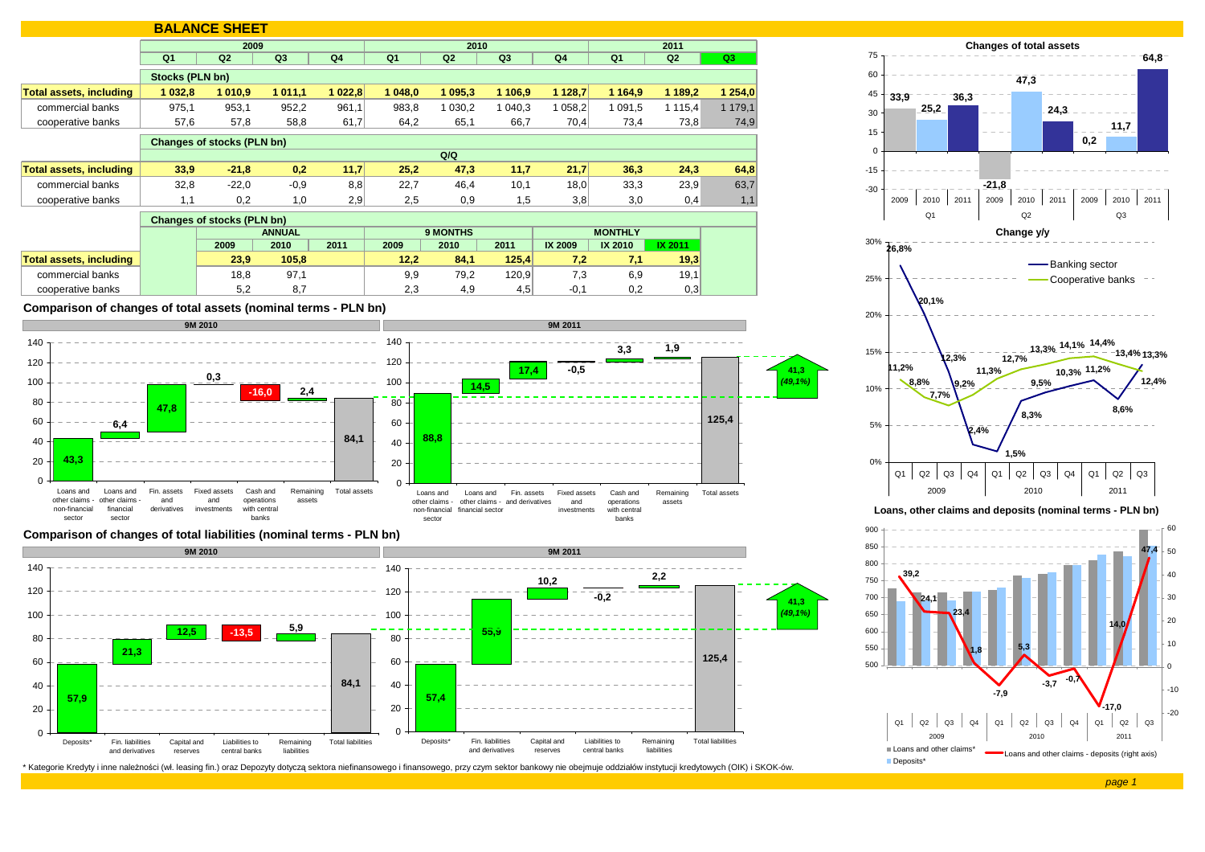# BALANCE SHEET

| | 2009 | | | | 2010 | | | | 2011 | | |
|---|---|---|---|---|---|---|---|---|---|---|---|
| | Q1 | Q2 | Q3 | Q4 | Q1 | Q2 | Q3 | Q4 | Q1 | Q2 | Q3 |
| **Stocks (PLN bn)** | | | | | | | | | | | |
| **Total assets, including** | **1 032,8** | **1 010,9** | **1 011,1** | **1 022,8** | **1 048,0** | **1 095,3** | **1 106,9** | **1 128,7** | **1 164,9** | **1 189,2** | **1 254,0** |
| commercial banks | 975,1 | 953,1 | 952,2 | 961,1 | 983,8 | 1 030,2 | 1 040,3 | 1 058,2 | 1 091,5 | 1 115,4 | 1 179,1 |
| cooperative banks | 57,6 | 57,8 | 58,8 | 61,7 | 64,2 | 65,1 | 66,7 | 70,4 | 73,4 | 73,8 | 74,9 |

| Changes of stocks (PLN bn) Q/Q | Q1 2009 | Q2 2009 | Q3 2009 | Q4 2009 | Q1 2010 | Q2 2010 | Q3 2010 | Q4 2010 | Q1 2011 | Q2 2011 | Q3 2011 |
|---|---|---|---|---|---|---|---|---|---|---|---|
| **Total assets, including** | **33,9** | **-21,8** | **0,2** | **11,7** | **25,2** | **47,3** | **11,7** | **21,7** | **36,3** | **24,3** | **64,8** |
| commercial banks | 32,8 | -22,0 | -0,9 | 8,8 | 22,7 | 46,4 | 10,1 | 18,0 | 33,3 | 23,9 | 63,7 |
| cooperative banks | 1,1 | 0,2 | 1,0 | 2,9 | 2,5 | 0,9 | 1,5 | 3,8 | 3,0 | 0,4 | 1,1 |

| Changes of stocks (PLN bn) | ANNUAL | | | 9 MONTHS | | | MONTHLY | | |
|---|---|---|---|---|---|---|---|---|---|
| | 2009 | 2010 | 2011 | 2009 | 2010 | 2011 | IX 2009 | IX 2010 | IX 2011 |
| **Total assets, including** | **23,9** | **105,8** | | **12,2** | **84,1** | **125,4** | **7,2** | **7,1** | **19,3** |
| commercial banks | 18,8 | 97,1 | | 9,9 | 79,2 | 120,9 | 7,3 | 6,9 | 19,1 |
| cooperative banks | 5,2 | 8,7 | | 2,3 | 4,9 | 4,5 | -0,1 | 0,2 | 0,3 |

## Comparison of changes of total assets (nominal terms - PLN bn)

| | 9M 2010 | 9M 2011 |
|---|---|---|
| Loans and other claims - non-financial sector | 43,3 | 88,8 |
| Loans and other claims - financial sector | 6,4 | 14,5 |
| Fin. assets and derivatives | 47,8 | 17,4 |
| Fixed assets and investments | 0,3 | -0,5 |
| Cash and operations with central banks | -16,0 | 3,3 |
| Remaining assets | 2,4 | 1,9 |
| Total assets | 84,1 | 125,4 |

Difference: 41,3 (49,1%)

## Comparison of changes of total liabilities (nominal terms - PLN bn)

| | 9M 2010 | 9M 2011 |
|---|---|---|
| Deposits* | 57,9 | 57,4 |
| Fin. liabilities and derivatives | 21,3 | 55,9 |
| Capital and reserves | 12,5 | 10,2 |
| Liabilities to central banks | -13,5 | -0,2 |
| Remaining liabilities | 5,9 | 2,2 |
| Total liabilities | 84,1 | 125,4 |

Difference: 41,3 (49,1%)

## Changes of total assets

| | 2009 | 2010 | 2011 |
|---|---|---|---|
| Q1 | 33,9 | 25,2 | 36,3 |
| Q2 | -21,8 | 47,3 | 24,3 |
| Q3 | 0,2 | 11,7 | 64,8 |

## Change y/y

| | Q1 2009 | Q2 2009 | Q3 2009 | Q4 2009 | Q1 2010 | Q2 2010 | Q3 2010 | Q4 2010 | Q1 2011 | Q2 2011 | Q3 2011 |
|---|---|---|---|---|---|---|---|---|---|---|---|
| Banking sector | 26,8% | 20,1% | 9,2% | 2,4% | 1,5% | 8,3% | 9,5% | 10,3% | 11,2% | 8,6% | 12,4% |
| Cooperative banks | 11,2% | 8,8% | 7,7% | 12,3% | 11,3% | 12,7% | 13,3% | 14,1% | 14,4% | 13,4% | 13,3% |

## Loans, other claims and deposits (nominal terms - PLN bn)

Loans and other claims - deposits (right axis):

| | Q1 2009 | Q2 2009 | Q3 2009 | Q4 2009 | Q1 2010 | Q2 2010 | Q3 2010 | Q4 2010 | Q1 2011 | Q2 2011 | Q3 2011 |
|---|---|---|---|---|---|---|---|---|---|---|---|
| Loans and other claims - deposits | 39,2 | 24,1 | 23,4 | 1,8 | -7,9 | 5,3 | -3,7 | -0,7 | -17,0 | 14,0 | 47,4 |

Legend: Loans and other claims*; Deposits*; Loans and other claims - deposits (right axis)

\* Kategorie Kredyty i inne należności (wł. leasing fin.) oraz Depozyty dotyczą sektora niefinansowego i finansowego, przy czym sektor bankowy nie obejmuje oddziałów instytucji kredytowych (OIK) i SKOK-ów.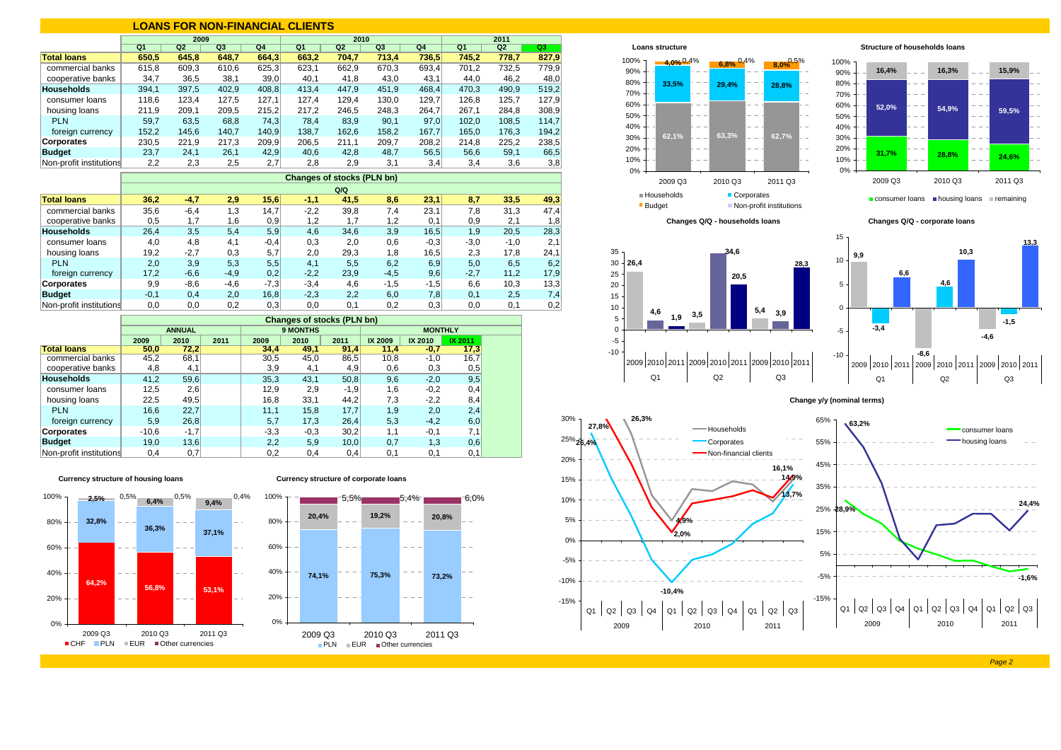# LOANS FOR NON-FINANCIAL CLIENTS

| | 2009 | | | | 2010 | | | | 2011 | | |
|---|---|---|---|---|---|---|---|---|---|---|---|
| | Q1 | Q2 | Q3 | Q4 | Q1 | Q2 | Q3 | Q4 | Q1 | Q2 | Q3 |
| **Total loans** | 650,5 | 645,8 | 648,7 | 664,3 | 663,2 | 704,7 | 713,4 | 736,5 | 745,2 | 778,7 | 827,9 |
| commercial banks | 615,8 | 609,3 | 610,6 | 625,3 | 623,1 | 662,9 | 670,3 | 693,4 | 701,2 | 732,5 | 779,9 |
| cooperative banks | 34,7 | 36,5 | 38,1 | 39,0 | 40,1 | 41,8 | 43,0 | 43,1 | 44,0 | 46,2 | 48,0 |
| **Households** | 394,1 | 397,5 | 402,9 | 408,8 | 413,4 | 447,9 | 451,9 | 468,4 | 470,3 | 490,9 | 519,2 |
| consumer loans | 118,6 | 123,4 | 127,5 | 127,1 | 127,4 | 129,4 | 130,0 | 129,7 | 126,8 | 125,7 | 127,9 |
| housing loans | 211,9 | 209,1 | 209,5 | 215,2 | 217,2 | 246,5 | 248,3 | 264,7 | 267,1 | 284,8 | 308,9 |
| PLN | 59,7 | 63,5 | 68,8 | 74,3 | 78,4 | 83,9 | 90,1 | 97,0 | 102,0 | 108,5 | 114,7 |
| foreign currency | 152,2 | 145,6 | 140,7 | 140,9 | 138,7 | 162,6 | 158,2 | 167,7 | 165,0 | 176,3 | 194,2 |
| **Corporates** | 230,5 | 221,9 | 217,3 | 209,9 | 206,5 | 211,1 | 209,7 | 208,2 | 214,8 | 225,2 | 238,5 |
| **Budget** | 23,7 | 24,1 | 26,1 | 42,9 | 40,6 | 42,8 | 48,7 | 56,5 | 56,6 | 59,1 | 66,5 |
| Non-profit institutions | 2,2 | 2,3 | 2,5 | 2,7 | 2,8 | 2,9 | 3,1 | 3,4 | 3,4 | 3,6 | 3,8 |

| Changes of stocks (PLN bn) Q/Q | | | | | | | | | | | |
|---|---|---|---|---|---|---|---|---|---|---|---|
| **Total loans** | 36,2 | -4,7 | 2,9 | 15,6 | -1,1 | 41,5 | 8,6 | 23,1 | 8,7 | 33,5 | 49,3 |
| commercial banks | 35,6 | -6,4 | 1,3 | 14,7 | -2,2 | 39,8 | 7,4 | 23,1 | 7,8 | 31,3 | 47,4 |
| cooperative banks | 0,5 | 1,7 | 1,6 | 0,9 | 1,2 | 1,7 | 1,2 | 0,1 | 0,9 | 2,1 | 1,8 |
| **Households** | 26,4 | 3,5 | 5,4 | 5,9 | 4,6 | 34,6 | 3,9 | 16,5 | 1,9 | 20,5 | 28,3 |
| consumer loans | 4,0 | 4,8 | 4,1 | -0,4 | 0,3 | 2,0 | 0,6 | -0,3 | -3,0 | -1,0 | 2,1 |
| housing loans | 19,2 | -2,7 | 0,3 | 5,7 | 2,0 | 29,3 | 1,8 | 16,5 | 2,3 | 17,8 | 24,1 |
| PLN | 2,0 | 3,9 | 5,3 | 5,5 | 4,1 | 5,5 | 6,2 | 6,9 | 5,0 | 6,5 | 6,2 |
| foreign currency | 17,2 | -6,6 | -4,9 | 0,2 | -2,2 | 23,9 | -4,5 | 9,6 | -2,7 | 11,2 | 17,9 |
| **Corporates** | 9,9 | -8,6 | -4,6 | -7,3 | -3,4 | 4,6 | -1,5 | -1,5 | 6,6 | 10,3 | 13,3 |
| **Budget** | -0,1 | 0,4 | 2,0 | 16,8 | -2,3 | 2,2 | 6,0 | 7,8 | 0,1 | 2,5 | 7,4 |
| Non-profit institutions | 0,0 | 0,0 | 0,2 | 0,3 | 0,0 | 0,1 | 0,2 | 0,3 | 0,0 | 0,1 | 0,2 |

| Changes of stocks (PLN bn) | ANNUAL | | | 9 MONTHS | | | MONTHLY | | |
|---|---|---|---|---|---|---|---|---|---|
| | 2009 | 2010 | 2011 | 2009 | 2010 | 2011 | IX 2009 | IX 2010 | IX 2011 |
| **Total loans** | 50,0 | 72,2 | | 34,4 | 49,1 | 91,4 | 11,4 | -0,7 | 17,3 |
| commercial banks | 45,2 | 68,1 | | 30,5 | 45,0 | 86,5 | 10,8 | -1,0 | 16,7 |
| cooperative banks | 4,8 | 4,1 | | 3,9 | 4,1 | 4,9 | 0,6 | 0,3 | 0,5 |
| **Households** | 41,2 | 59,6 | | 35,3 | 43,1 | 50,8 | 9,6 | -2,0 | 9,5 |
| consumer loans | 12,5 | 2,6 | | 12,9 | 2,9 | -1,9 | 1,6 | -0,2 | 0,4 |
| housing loans | 22,5 | 49,5 | | 16,8 | 33,1 | 44,2 | 7,3 | -2,2 | 8,4 |
| PLN | 16,6 | 22,7 | | 11,1 | 15,8 | 17,7 | 1,9 | 2,0 | 2,4 |
| foreign currency | 5,9 | 26,8 | | 5,7 | 17,3 | 26,4 | 5,3 | -4,2 | 6,0 |
| **Corporates** | -10,6 | -1,7 | | -3,3 | -0,3 | 30,2 | 1,1 | -0,1 | 7,1 |
| **Budget** | 19,0 | 13,6 | | 2,2 | 5,9 | 10,0 | 0,7 | 1,3 | 0,6 |
| Non-profit institutions | 0,4 | 0,7 | | 0,2 | 0,4 | 0,4 | 0,1 | 0,1 | 0,1 |

**Currency structure of housing loans**

| | CHF | PLN | EUR | Other currencies |
|---|---|---|---|---|
| 2009 Q3 | 64,2% | 32,8% | 2,5% | 0,5% |
| 2010 Q3 | 56,8% | 36,3% | 6,4% | 0,5% |
| 2011 Q3 | 53,1% | 37,1% | 9,4% | 0,4% |

**Currency structure of corporate loans**

| | PLN | EUR | Other currencies |
|---|---|---|---|
| 2009 Q3 | 74,1% | 20,4% | 5,5% |
| 2010 Q3 | 75,3% | 19,2% | 5,4% |
| 2011 Q3 | 73,2% | 20,8% | 6,0% |

**Loans structure**

| | Households | Corporates | Budget | Non-profit institutions |
|---|---|---|---|---|
| 2009 Q3 | 62,1% | 33,5% | 4,0% | 0,4% |
| 2010 Q3 | 63,3% | 29,4% | 6,8% | 0,4% |
| 2011 Q3 | 62,7% | 28,8% | 8,0% | 0,5% |

**Structure of households loans**

| | consumer loans | housing loans | remaining |
|---|---|---|---|
| 2009 Q3 | 31,7% | 52,0% | 16,4% |
| 2010 Q3 | 28,8% | 54,9% | 16,3% |
| 2011 Q3 | 24,6% | 59,5% | 15,9% |

**Changes Q/Q - households loans**

| | 2009 | 2010 | 2011 |
|---|---|---|---|
| Q1 | 26,4 | 4,6 | 1,9 |
| Q2 | 3,5 | 34,6 | 20,5 |
| Q3 | 5,4 | 3,9 | 28,3 |

**Changes Q/Q - corporate loans**

| | 2009 | 2010 | 2011 |
|---|---|---|---|
| Q1 | 9,9 | -3,4 | 6,6 |
| Q2 | -8,6 | 4,6 | 10,3 |
| Q3 | -4,6 | -1,5 | 13,3 |

**Change y/y (nominal terms)**

Households, Corporates, Non-financial clients — labels: 27,8%; 25,4%; 26,3%; 4,9%; 2,0%; -10,4%; 16,1%; 14,9%; 13,7%

consumer loans, housing loans — labels: 63,2%; 28,9%; 24,4%; -1,6%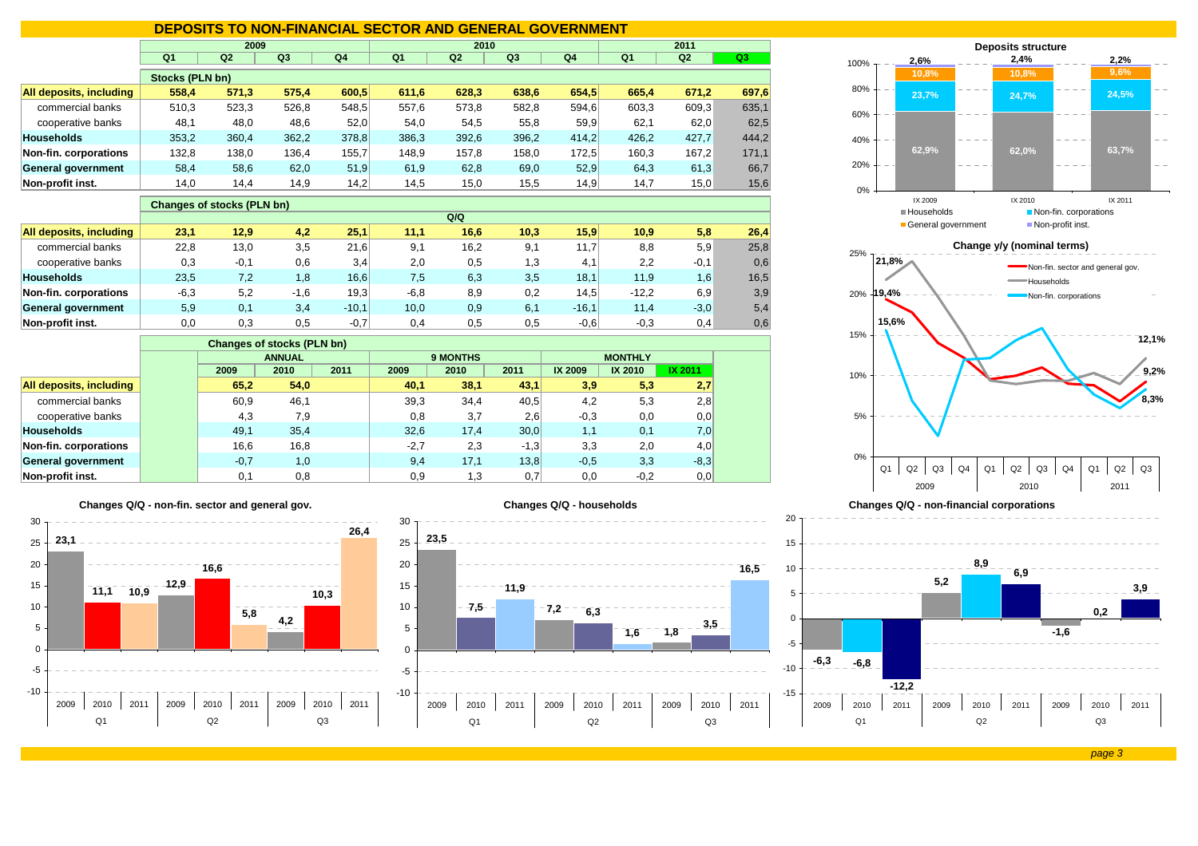# DEPOSITS TO NON-FINANCIAL SECTOR AND GENERAL GOVERNMENT

| | 2009 | | | | 2010 | | | | 2011 | | |
|---|---|---|---|---|---|---|---|---|---|---|---|
| | Q1 | Q2 | Q3 | Q4 | Q1 | Q2 | Q3 | Q4 | Q1 | Q2 | Q3 |
| | **Stocks (PLN bn)** | | | | | | | | | | |
| **All deposits, including** | 558,4 | 571,3 | 575,4 | 600,5 | 611,6 | 628,3 | 638,6 | 654,5 | 665,4 | 671,2 | 697,6 |
| commercial banks | 510,3 | 523,3 | 526,8 | 548,5 | 557,6 | 573,8 | 582,8 | 594,6 | 603,3 | 609,3 | 635,1 |
| cooperative banks | 48,1 | 48,0 | 48,6 | 52,0 | 54,0 | 54,5 | 55,8 | 59,9 | 62,1 | 62,0 | 62,5 |
| **Households** | 353,2 | 360,4 | 362,2 | 378,8 | 386,3 | 392,6 | 396,2 | 414,2 | 426,2 | 427,7 | 444,2 |
| **Non-fin. corporations** | 132,8 | 138,0 | 136,4 | 155,7 | 148,9 | 157,8 | 158,0 | 172,5 | 160,3 | 167,2 | 171,1 |
| **General government** | 58,4 | 58,6 | 62,0 | 51,9 | 61,9 | 62,8 | 69,0 | 52,9 | 64,3 | 61,3 | 66,7 |
| **Non-profit inst.** | 14,0 | 14,4 | 14,9 | 14,2 | 14,5 | 15,0 | 15,5 | 14,9 | 14,7 | 15,0 | 15,6 |
| | **Changes of stocks (PLN bn)** | | | | | | | | | | |
| | Q/Q | | | | | | | | | | |
| **All deposits, including** | 23,1 | 12,9 | 4,2 | 25,1 | 11,1 | 16,6 | 10,3 | 15,9 | 10,9 | 5,8 | 26,4 |
| commercial banks | 22,8 | 13,0 | 3,5 | 21,6 | 9,1 | 16,2 | 9,1 | 11,7 | 8,8 | 5,9 | 25,8 |
| cooperative banks | 0,3 | -0,1 | 0,6 | 3,4 | 2,0 | 0,5 | 1,3 | 4,1 | 2,2 | -0,1 | 0,6 |
| **Households** | 23,5 | 7,2 | 1,8 | 16,6 | 7,5 | 6,3 | 3,5 | 18,1 | 11,9 | 1,6 | 16,5 |
| **Non-fin. corporations** | -6,3 | 5,2 | -1,6 | 19,3 | -6,8 | 8,9 | 0,2 | 14,5 | -12,2 | 6,9 | 3,9 |
| **General government** | 5,9 | 0,1 | 3,4 | -10,1 | 10,0 | 0,9 | 6,1 | -16,1 | 11,4 | -3,0 | 5,4 |
| **Non-profit inst.** | 0,0 | 0,3 | 0,5 | -0,7 | 0,4 | 0,5 | 0,5 | -0,6 | -0,3 | 0,4 | 0,6 |

| | Changes of stocks (PLN bn) | | | | | | | | |
|---|---|---|---|---|---|---|---|---|---|
| | ANNUAL | | | 9 MONTHS | | | MONTHLY | | |
| | 2009 | 2010 | 2011 | 2009 | 2010 | 2011 | IX 2009 | IX 2010 | IX 2011 |
| **All deposits, including** | 65,2 | 54,0 | | 40,1 | 38,1 | 43,1 | 3,9 | 5,3 | 2,7 |
| commercial banks | 60,9 | 46,1 | | 39,3 | 34,4 | 40,5 | 4,2 | 5,3 | 2,8 |
| cooperative banks | 4,3 | 7,9 | | 0,8 | 3,7 | 2,6 | -0,3 | 0,0 | 0,0 |
| **Households** | 49,1 | 35,4 | | 32,6 | 17,4 | 30,0 | 1,1 | 0,1 | 7,0 |
| **Non-fin. corporations** | 16,6 | 16,8 | | -2,7 | 2,3 | -1,3 | 3,3 | 2,0 | 4,0 |
| **General government** | -0,7 | 1,0 | | 9,4 | 17,1 | 13,8 | -0,5 | 3,3 | -8,3 |
| **Non-profit inst.** | 0,1 | 0,8 | | 0,9 | 1,3 | 0,7 | 0,0 | -0,2 | 0,0 |

**Deposits structure**

| | IX 2009 | IX 2010 | IX 2011 |
|---|---|---|---|
| Households | 62,9% | 62,0% | 63,7% |
| Non-fin. corporations | 23,7% | 24,7% | 24,5% |
| General government | 10,8% | 10,8% | 9,6% |
| Non-profit inst. | 2,6% | 2,4% | 2,2% |

**Change y/y (nominal terms)**

**Changes Q/Q - non-fin. sector and general gov.**

**Changes Q/Q - households**

**Changes Q/Q - non-financial corporations**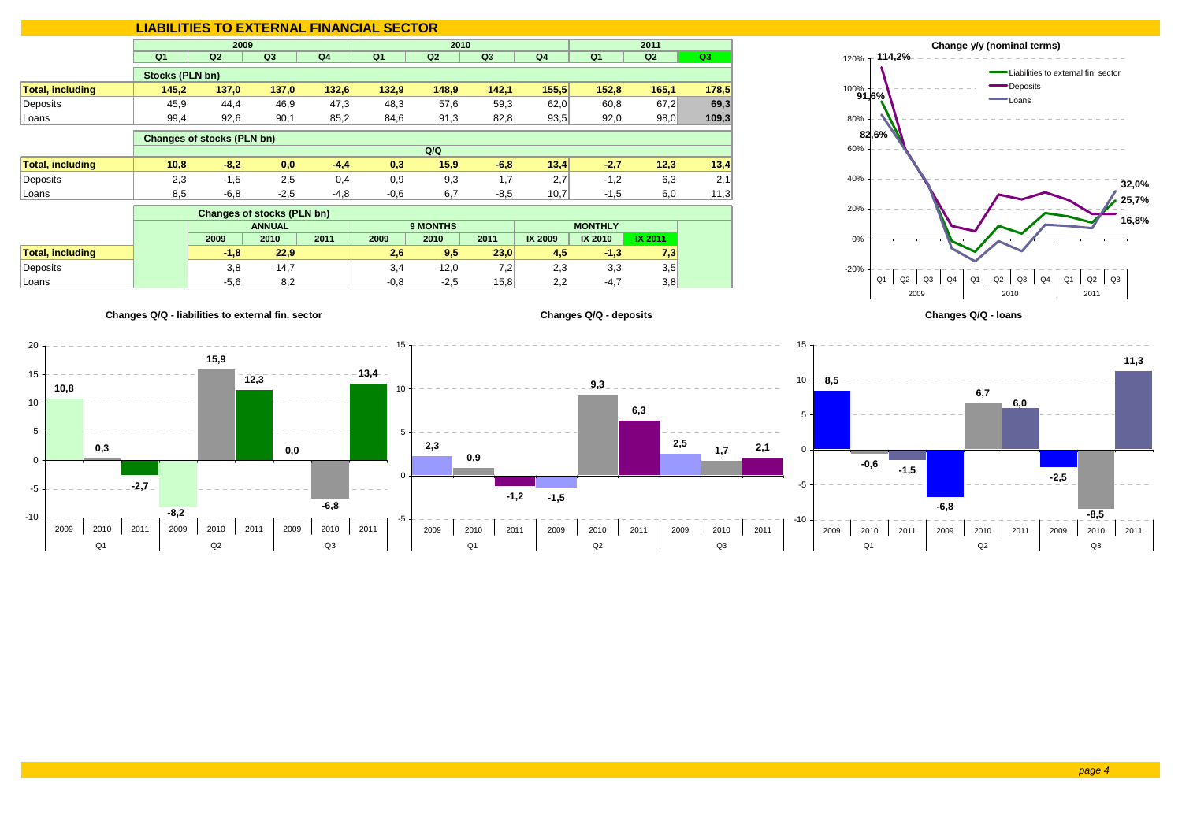# LIABILITIES TO EXTERNAL FINANCIAL SECTOR

| | 2009 | | | | 2010 | | | | 2011 | | |
|---|---|---|---|---|---|---|---|---|---|---|---|
| | Q1 | Q2 | Q3 | Q4 | Q1 | Q2 | Q3 | Q4 | Q1 | Q2 | Q3 |
| **Stocks (PLN bn)** | | | | | | | | | | | |
| **Total, including** | **145,2** | **137,0** | **137,0** | **132,6** | **132,9** | **148,9** | **142,1** | **155,5** | **152,8** | **165,1** | **178,5** |
| Deposits | 45,9 | 44,4 | 46,9 | 47,3 | 48,3 | 57,6 | 59,3 | 62,0 | 60,8 | 67,2 | 69,3 |
| Loans | 99,4 | 92,6 | 90,1 | 85,2 | 84,6 | 91,3 | 82,8 | 93,5 | 92,0 | 98,0 | 109,3 |
| **Changes of stocks (PLN bn) – Q/Q** | | | | | | | | | | | |
| **Total, including** | **10,8** | **-8,2** | **0,0** | **-4,4** | **0,3** | **15,9** | **-6,8** | **13,4** | **-2,7** | **12,3** | **13,4** |
| Deposits | 2,3 | -1,5 | 2,5 | 0,4 | 0,9 | 9,3 | 1,7 | 2,7 | -1,2 | 6,3 | 2,1 |
| Loans | 8,5 | -6,8 | -2,5 | -4,8 | -0,6 | 6,7 | -8,5 | 10,7 | -1,5 | 6,0 | 11,3 |

| Changes of stocks (PLN bn) | ANNUAL | | | 9 MONTHS | | | MONTHLY | | |
|---|---|---|---|---|---|---|---|---|---|
| | 2009 | 2010 | 2011 | 2009 | 2010 | 2011 | IX 2009 | IX 2010 | IX 2011 |
| **Total, including** | **-1,8** | **22,9** | | **2,6** | **9,5** | **23,0** | **4,5** | **-1,3** | **7,3** |
| Deposits | 3,8 | 14,7 | | 3,4 | 12,0 | 7,2 | 2,3 | 3,3 | 3,5 |
| Loans | -5,6 | 8,2 | | -0,8 | -2,5 | 15,8 | 2,2 | -4,7 | 3,8 |

**Change y/y (nominal terms)**

**Changes Q/Q - liabilities to external fin. sector**

**Changes Q/Q - deposits**

**Changes Q/Q - loans**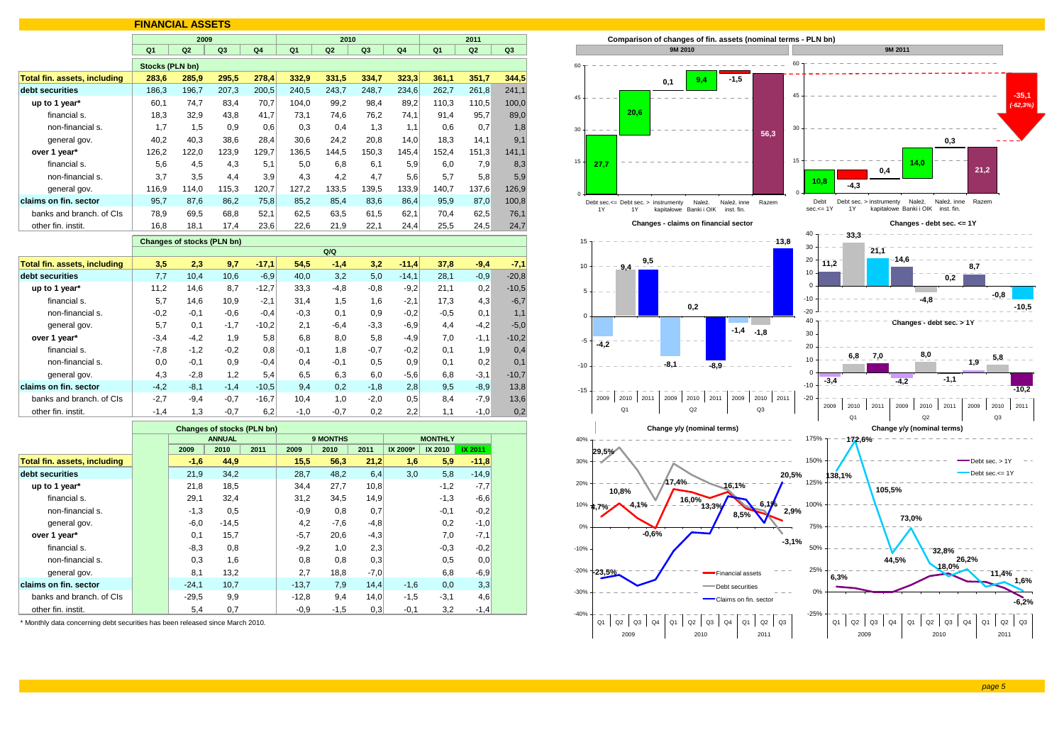# FINANCIAL ASSETS

| | 2009 | | | | 2010 | | | | 2011 | | |
|---|---|---|---|---|---|---|---|---|---|---|---|
| | Q1 | Q2 | Q3 | Q4 | Q1 | Q2 | Q3 | Q4 | Q1 | Q2 | Q3 |
| | **Stocks (PLN bn)** | | | | | | | | | | |
| **Total fin. assets, including** | **283,6** | **285,9** | **295,5** | **278,4** | **332,9** | **331,5** | **334,7** | **323,3** | **361,1** | **351,7** | **344,5** |
| **debt securities** | 186,3 | 196,7 | 207,3 | 200,5 | 240,5 | 243,7 | 248,7 | 234,6 | 262,7 | 261,8 | 241,1 |
| **up to 1 year*** | 60,1 | 74,7 | 83,4 | 70,7 | 104,0 | 99,2 | 98,4 | 89,2 | 110,3 | 110,5 | 100,0 |
| financial s. | 18,3 | 32,9 | 43,8 | 41,7 | 73,1 | 74,6 | 76,2 | 74,1 | 91,4 | 95,7 | 89,0 |
| non-financial s. | 1,7 | 1,5 | 0,9 | 0,6 | 0,3 | 0,4 | 1,3 | 1,1 | 0,6 | 0,7 | 1,8 |
| general gov. | 40,2 | 40,3 | 38,6 | 28,4 | 30,6 | 24,2 | 20,8 | 14,0 | 18,3 | 14,1 | 9,1 |
| **over 1 year*** | 126,2 | 122,0 | 123,9 | 129,7 | 136,5 | 144,5 | 150,3 | 145,4 | 152,4 | 151,3 | 141,1 |
| financial s. | 5,6 | 4,5 | 4,3 | 5,1 | 5,0 | 6,8 | 6,1 | 5,9 | 6,0 | 7,9 | 8,3 |
| non-financial s. | 3,7 | 3,5 | 4,4 | 3,9 | 4,3 | 4,2 | 4,7 | 5,6 | 5,7 | 5,8 | 5,9 |
| general gov. | 116,9 | 114,0 | 115,3 | 120,7 | 127,2 | 133,5 | 139,5 | 133,9 | 140,7 | 137,6 | 126,9 |
| **claims on fin. sector** | 95,7 | 87,6 | 86,2 | 75,8 | 85,2 | 85,4 | 83,6 | 86,4 | 95,9 | 87,0 | 100,8 |
| banks and branch. of CIs | 78,9 | 69,5 | 68,8 | 52,1 | 62,5 | 63,5 | 61,5 | 62,1 | 70,4 | 62,5 | 76,1 |
| other fin. instit. | 16,8 | 18,1 | 17,4 | 23,6 | 22,6 | 21,9 | 22,1 | 24,4 | 25,5 | 24,5 | 24,7 |
| | **Changes of stocks (PLN bn)** | | | | | | | | | | |
| | | | | | | Q/Q | | | | | |
| **Total fin. assets, including** | **3,5** | **2,3** | **9,7** | **-17,1** | **54,5** | **-1,4** | **3,2** | **-11,4** | **37,8** | **-9,4** | **-7,1** |
| **debt securities** | 7,7 | 10,4 | 10,6 | -6,9 | 40,0 | 3,2 | 5,0 | -14,1 | 28,1 | -0,9 | -20,8 |
| **up to 1 year*** | 11,2 | 14,6 | 8,7 | -12,7 | 33,3 | -4,8 | -0,8 | -9,2 | 21,1 | 0,2 | -10,5 |
| financial s. | 5,7 | 14,6 | 10,9 | -2,1 | 31,4 | 1,5 | 1,6 | -2,1 | 17,3 | 4,3 | -6,7 |
| non-financial s. | -0,2 | -0,1 | -0,6 | -0,4 | -0,3 | 0,1 | 0,9 | -0,2 | -0,5 | 0,1 | 1,1 |
| general gov. | 5,7 | 0,1 | -1,7 | -10,2 | 2,1 | -6,4 | -3,3 | -6,9 | 4,4 | -4,2 | -5,0 |
| **over 1 year*** | -3,4 | -4,2 | 1,9 | 5,8 | 6,8 | 8,0 | 5,8 | -4,9 | 7,0 | -1,1 | -10,2 |
| financial s. | -7,8 | -1,2 | -0,2 | 0,8 | -0,1 | 1,8 | -0,7 | -0,2 | 0,1 | 1,9 | 0,4 |
| non-financial s. | 0,0 | -0,1 | 0,9 | -0,4 | 0,4 | -0,1 | 0,5 | 0,9 | 0,1 | 0,2 | 0,1 |
| general gov. | 4,3 | -2,8 | 1,2 | 5,4 | 6,5 | 6,3 | 6,0 | -5,6 | 6,8 | -3,1 | -10,7 |
| **claims on fin. sector** | -4,2 | -8,1 | -1,4 | -10,5 | 9,4 | 0,2 | -1,8 | 2,8 | 9,5 | -8,9 | 13,8 |
| banks and branch. of CIs | -2,7 | -9,4 | -0,7 | -16,7 | 10,4 | 1,0 | -2,0 | 0,5 | 8,4 | -7,9 | 13,6 |
| other fin. instit. | -1,4 | 1,3 | -0,7 | 6,2 | -1,0 | -0,7 | 0,2 | 2,2 | 1,1 | -1,0 | 0,2 |

| | Changes of stocks (PLN bn) | | | | | | | | |
|---|---|---|---|---|---|---|---|---|---|
| | ANNUAL | | | 9 MONTHS | | | MONTHLY | | |
| | 2009 | 2010 | 2011 | 2009 | 2010 | 2011 | IX 2009* | IX 2010 | IX 2011 |
| **Total fin. assets, including** | **-1,6** | **44,9** | | **15,5** | **56,3** | **21,2** | **1,6** | **5,9** | **-11,8** |
| **debt securities** | 21,9 | 34,2 | | 28,7 | 48,2 | 6,4 | 3,0 | 5,8 | -14,9 |
| **up to 1 year*** | 21,8 | 18,5 | | 34,4 | 27,7 | 10,8 | | -1,2 | -7,7 |
| financial s. | 29,1 | 32,4 | | 31,2 | 34,5 | 14,9 | | -1,3 | -6,6 |
| non-financial s. | -1,3 | 0,5 | | -0,9 | 0,8 | 0,7 | | -0,1 | -0,2 |
| general gov. | -6,0 | -14,5 | | 4,2 | -7,6 | -4,8 | | 0,2 | -1,0 |
| **over 1 year*** | 0,1 | 15,7 | | -5,7 | 20,6 | -4,3 | | 7,0 | -7,1 |
| financial s. | -8,3 | 0,8 | | -9,2 | 1,0 | 2,3 | | -0,3 | -0,2 |
| non-financial s. | 0,3 | 1,6 | | 0,8 | 0,8 | 0,3 | | 0,5 | 0,0 |
| general gov. | 8,1 | 13,2 | | 2,7 | 18,8 | -7,0 | | 6,8 | -6,9 |
| **claims on fin. sector** | -24,1 | 10,7 | | -13,7 | 7,9 | 14,4 | -1,6 | 0,0 | 3,3 |
| banks and branch. of CIs | -29,5 | 9,9 | | -12,8 | 9,4 | 14,0 | -1,5 | -3,1 | 4,6 |
| other fin. instit. | 5,4 | 0,7 | | -0,9 | -1,5 | 0,3 | -0,1 | 3,2 | -1,4 |

\* Monthly data concerning debt securities has been released since March 2010.

**Comparison of changes of fin. assets (nominal terms - PLN bn)** — 9M 2010 | 9M 2011

**Changes - claims on financial sector**

**Changes - debt sec. <= 1Y**

**Changes - debt sec. > 1Y**

**Change y/y (nominal terms)**

**Change y/y (nominal terms)**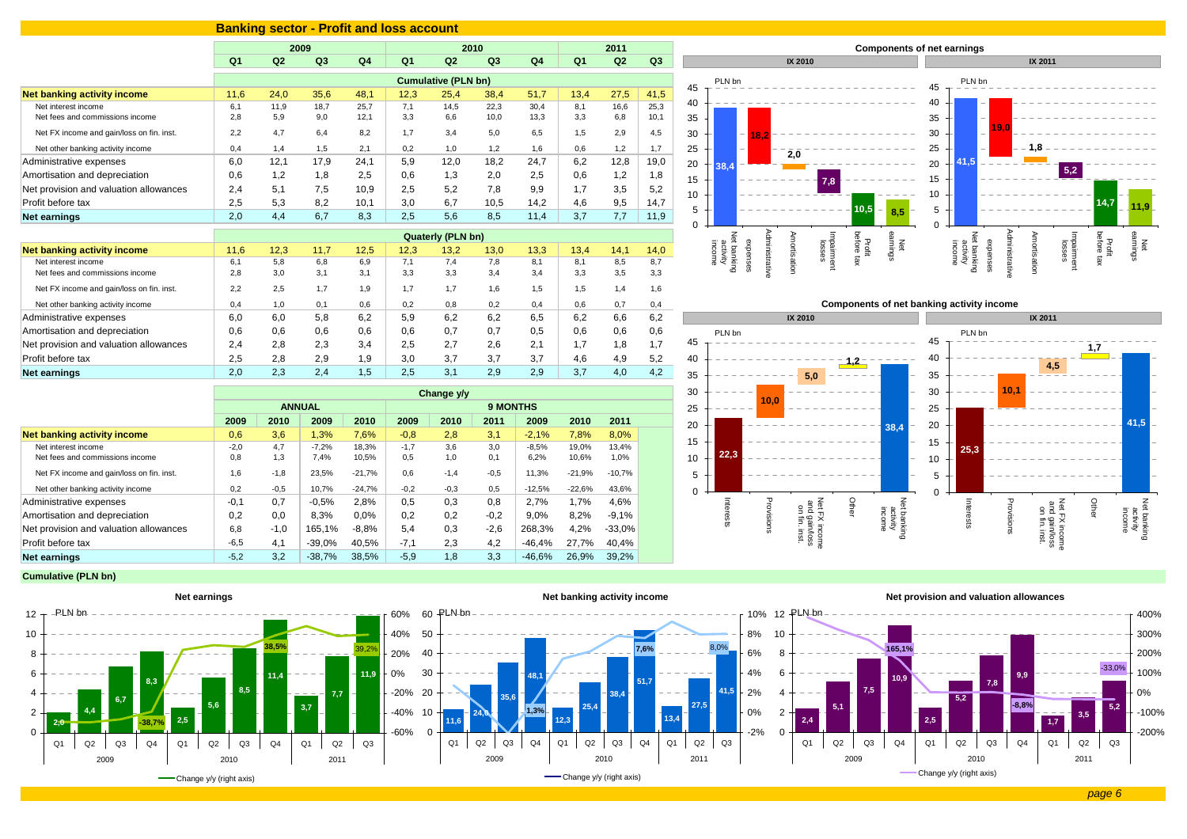## Banking sector - Profit and loss account

| | 2009 | | | | 2010 | | | | 2011 | | |
|---|---|---|---|---|---|---|---|---|---|---|---|
| | Q1 | Q2 | Q3 | Q4 | Q1 | Q2 | Q3 | Q4 | Q1 | Q2 | Q3 |
| **Cumulative (PLN bn)** | | | | | | | | | | | |
| **Net banking activity income** | 11,6 | 24,0 | 35,6 | 48,1 | 12,3 | 25,4 | 38,4 | 51,7 | 13,4 | 27,5 | 41,5 |
| Net interest income | 6,1 | 11,9 | 18,7 | 25,7 | 7,1 | 14,5 | 22,3 | 30,4 | 8,1 | 16,6 | 25,3 |
| Net fees and commissions income | 2,8 | 5,9 | 9,0 | 12,1 | 3,3 | 6,6 | 10,0 | 13,3 | 3,3 | 6,8 | 10,1 |
| Net FX income and gain/loss on fin. inst. | 2,2 | 4,7 | 6,4 | 8,2 | 1,7 | 3,4 | 5,0 | 6,5 | 1,5 | 2,9 | 4,5 |
| Net other banking activity income | 0,4 | 1,4 | 1,5 | 2,1 | 0,2 | 1,0 | 1,2 | 1,6 | 0,6 | 1,2 | 1,7 |
| Administrative expenses | 6,0 | 12,1 | 17,9 | 24,1 | 5,9 | 12,0 | 18,2 | 24,7 | 6,2 | 12,8 | 19,0 |
| Amortisation and depreciation | 0,6 | 1,2 | 1,8 | 2,5 | 0,6 | 1,3 | 2,0 | 2,5 | 0,6 | 1,2 | 1,8 |
| Net provision and valuation allowances | 2,4 | 5,1 | 7,5 | 10,9 | 2,5 | 5,2 | 7,8 | 9,9 | 1,7 | 3,5 | 5,2 |
| Profit before tax | 2,5 | 5,3 | 8,2 | 10,1 | 3,0 | 6,7 | 10,5 | 14,2 | 4,6 | 9,5 | 14,7 |
| **Net earnings** | 2,0 | 4,4 | 6,7 | 8,3 | 2,5 | 5,6 | 8,5 | 11,4 | 3,7 | 7,7 | 11,9 |
| **Quaterly (PLN bn)** | | | | | | | | | | | |
| **Net banking activity income** | 11,6 | 12,3 | 11,7 | 12,5 | 12,3 | 13,2 | 13,0 | 13,3 | 13,4 | 14,1 | 14,0 |
| Net interest income | 6,1 | 5,8 | 6,8 | 6,9 | 7,1 | 7,4 | 7,8 | 8,1 | 8,1 | 8,5 | 8,7 |
| Net fees and commissions income | 2,8 | 3,0 | 3,1 | 3,1 | 3,3 | 3,3 | 3,4 | 3,4 | 3,3 | 3,5 | 3,3 |
| Net FX income and gain/loss on fin. inst. | 2,2 | 2,5 | 1,7 | 1,9 | 1,7 | 1,7 | 1,6 | 1,5 | 1,5 | 1,4 | 1,6 |
| Net other banking activity income | 0,4 | 1,0 | 0,1 | 0,6 | 0,2 | 0,8 | 0,2 | 0,4 | 0,6 | 0,7 | 0,4 |
| Administrative expenses | 6,0 | 6,0 | 5,8 | 6,2 | 5,9 | 6,2 | 6,2 | 6,5 | 6,2 | 6,6 | 6,2 |
| Amortisation and depreciation | 0,6 | 0,6 | 0,6 | 0,6 | 0,6 | 0,7 | 0,7 | 0,5 | 0,6 | 0,6 | 0,6 |
| Net provision and valuation allowances | 2,4 | 2,8 | 2,3 | 3,4 | 2,5 | 2,7 | 2,6 | 2,1 | 1,7 | 1,8 | 1,7 |
| Profit before tax | 2,5 | 2,8 | 2,9 | 1,9 | 3,0 | 3,7 | 3,7 | 3,7 | 4,6 | 4,9 | 5,2 |
| **Net earnings** | 2,0 | 2,3 | 2,4 | 1,5 | 2,5 | 3,1 | 2,9 | 2,9 | 3,7 | 4,0 | 4,2 |

| Change y/y | ANNUAL | | | | 9 MONTHS | | | | | |
|---|---|---|---|---|---|---|---|---|---|---|
| | 2009 | 2010 | 2009 | 2010 | 2009 | 2010 | 2011 | 2009 | 2010 | 2011 |
| **Net banking activity income** | 0,6 | 3,6 | 1,3% | 7,6% | -0,8 | 2,8 | 3,1 | -2,1% | 7,8% | 8,0% |
| Net interest income | -2,0 | 4,7 | -7,2% | 18,3% | -1,7 | 3,6 | 3,0 | -8,5% | 19,0% | 13,4% |
| Net fees and commissions income | 0,8 | 1,3 | 7,4% | 10,5% | 0,5 | 1,0 | 0,1 | 6,2% | 10,6% | 1,0% |
| Net FX income and gain/loss on fin. inst. | 1,6 | -1,8 | 23,5% | -21,7% | 0,6 | -1,4 | -0,5 | 11,3% | -21,9% | -10,7% |
| Net other banking activity income | 0,2 | -0,5 | 10,7% | -24,7% | -0,2 | -0,3 | 0,5 | -12,5% | -22,6% | 43,6% |
| Administrative expenses | -0,1 | 0,7 | -0,5% | 2,8% | 0,5 | 0,3 | 0,8 | 2,7% | 1,7% | 4,6% |
| Amortisation and depreciation | 0,2 | 0,0 | 8,3% | 0,0% | 0,2 | 0,2 | -0,2 | 9,0% | 8,2% | -9,1% |
| Net provision and valuation allowances | 6,8 | -1,0 | 165,1% | -8,8% | 5,4 | 0,3 | -2,6 | 268,3% | 4,2% | -33,0% |
| Profit before tax | -6,5 | 4,1 | -39,0% | 40,5% | -7,1 | 2,3 | 4,2 | -46,4% | 27,7% | 40,4% |
| **Net earnings** | -5,2 | 3,2 | -38,7% | 38,5% | -5,9 | 1,8 | 3,3 | -46,6% | 26,9% | 39,2% |

### Components of net earnings

IX 2010 (PLN bn): Net banking activity income 38,4; Administrative expenses 18,2; Amortisation 2,0; Impairment losses 7,8; Profit before tax 10,5; Net earnings 8,5

IX 2011 (PLN bn): Net banking activity income 41,5; Administrative expenses 19,0; Amortisation 1,8; Impairment losses 5,2; Profit before tax 14,7; Net earnings 11,9

### Components of net banking activity income

IX 2010 (PLN bn): Interests 22,3; Provisions 10,0; Net FX income and gain/loss on fin. inst. 5,0; Other 1,2; Net banking activity income 38,4

IX 2011 (PLN bn): Interests 25,3; Provisions 10,1; Net FX income and gain/loss on fin. inst. 4,5; Other 1,7; Net banking activity income 41,5

### Cumulative (PLN bn)

**Net earnings** (PLN bn; Change y/y (right axis)): 2009: Q1 2,0; Q2 4,4; Q3 6,7; Q4 8,3 (-38,7%); 2010: Q1 2,5; Q2 5,6; Q3 8,5; Q4 11,4 (38,5%); 2011: Q1 3,7; Q2 7,7; Q3 11,9 (39,2%)

**Net banking activity income** (PLN bn; Change y/y (right axis)): 2009: Q1 11,6; Q2 24,0; Q3 35,6; Q4 48,1 (1,3%); 2010: Q1 12,3; Q2 25,4; Q3 38,4; Q4 51,7 (7,6%); 2011: Q1 13,4; Q2 27,5; Q3 41,5 (8,0%)

**Net provision and valuation allowances** (PLN bn; Change y/y (right axis)): 2009: Q1 2,4; Q2 5,1; Q3 7,5; Q4 10,9 (165,1%); 2010: Q1 2,5; Q2 5,2; Q3 7,8; Q4 9,9 (-8,8%); 2011: Q1 1,7; Q2 3,5; Q3 5,2 (-33,0%)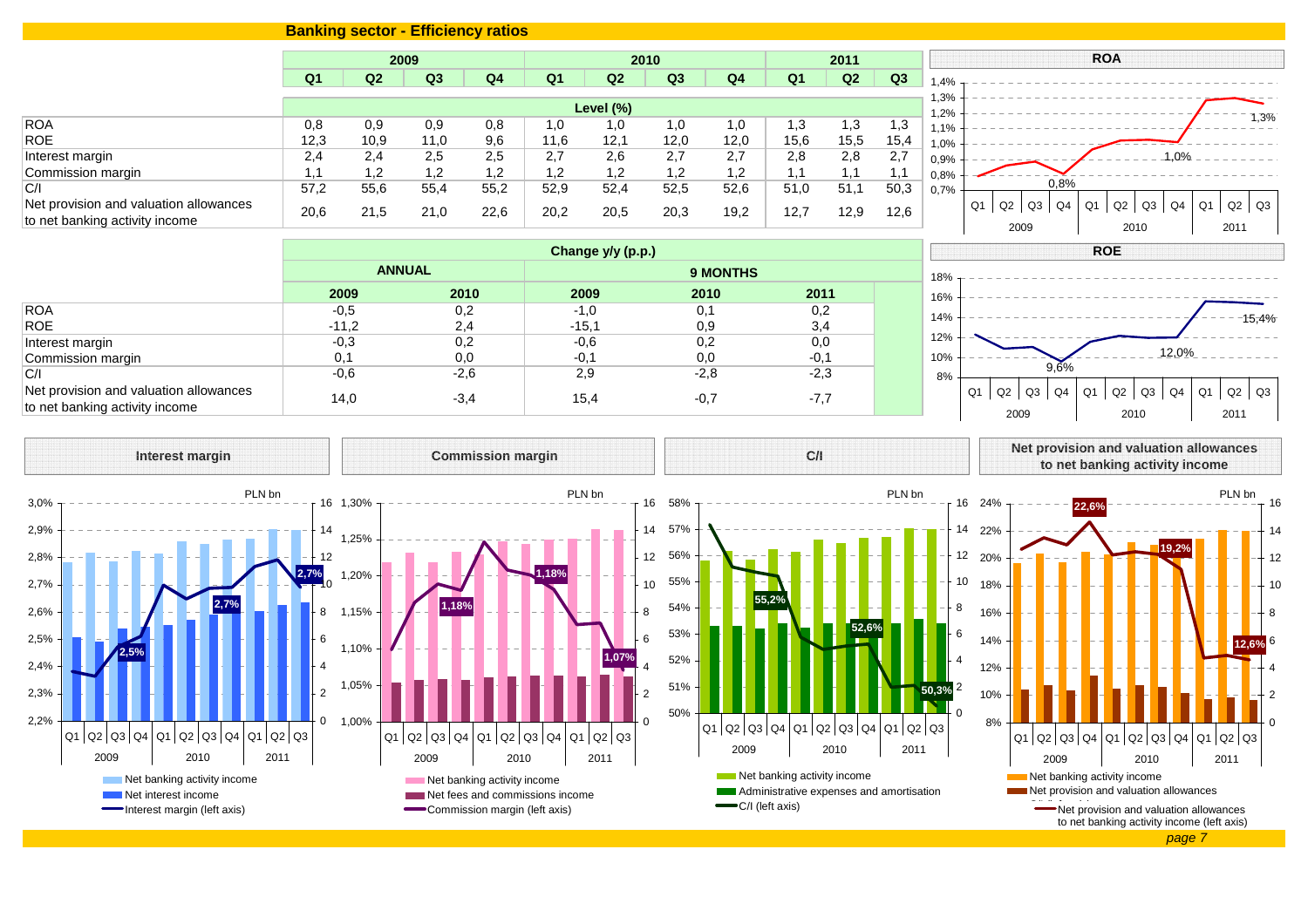## Banking sector - Efficiency ratios

| | 2009 | | | | 2010 | | | | 2011 | | |
|---|---|---|---|---|---|---|---|---|---|---|---|
| | Q1 | Q2 | Q3 | Q4 | Q1 | Q2 | Q3 | Q4 | Q1 | Q2 | Q3 |
| | **Level (%)** | | | | | | | | | | |
| ROA | 0,8 | 0,9 | 0,9 | 0,8 | 1,0 | 1,0 | 1,0 | 1,0 | 1,3 | 1,3 | 1,3 |
| ROE | 12,3 | 10,9 | 11,0 | 9,6 | 11,6 | 12,1 | 12,0 | 12,0 | 15,6 | 15,5 | 15,4 |
| Interest margin | 2,4 | 2,4 | 2,5 | 2,5 | 2,7 | 2,6 | 2,7 | 2,7 | 2,8 | 2,8 | 2,7 |
| Commission margin | 1,1 | 1,2 | 1,2 | 1,2 | 1,2 | 1,2 | 1,2 | 1,2 | 1,1 | 1,1 | 1,1 |
| C/I | 57,2 | 55,6 | 55,4 | 55,2 | 52,9 | 52,4 | 52,5 | 52,6 | 51,0 | 51,1 | 50,3 |
| Net provision and valuation allowances to net banking activity income | 20,6 | 21,5 | 21,0 | 22,6 | 20,2 | 20,5 | 20,3 | 19,2 | 12,7 | 12,9 | 12,6 |

| | Change y/y (p.p.) | | | | |
|---|---|---|---|---|---|
| | ANNUAL | | 9 MONTHS | | |
| | 2009 | 2010 | 2009 | 2010 | 2011 |
| ROA | -0,5 | 0,2 | -1,0 | 0,1 | 0,2 |
| ROE | -11,2 | 2,4 | -15,1 | 0,9 | 3,4 |
| Interest margin | -0,3 | 0,2 | -0,6 | 0,2 | 0,0 |
| Commission margin | 0,1 | 0,0 | -0,1 | 0,0 | -0,1 |
| C/I | -0,6 | -2,6 | 2,9 | -2,8 | -2,3 |
| Net provision and valuation allowances to net banking activity income | 14,0 | -3,4 | 15,4 | -0,7 | -7,7 |

**ROA**

**ROE**

**Interest margin**

Legend: Net banking activity income; Net interest income; Interest margin (left axis)

**Commission margin**

Legend: Net banking activity income; Net fees and commissions income; Commission margin (left axis)

**C/I**

Legend: Net banking activity income; Administrative expenses and amortisation; C/I (left axis)

**Net provision and valuation allowances to net banking activity income**

Legend: Net banking activity income; Net provision and valuation allowances; Net provision and valuation allowances to net banking activity income (left axis)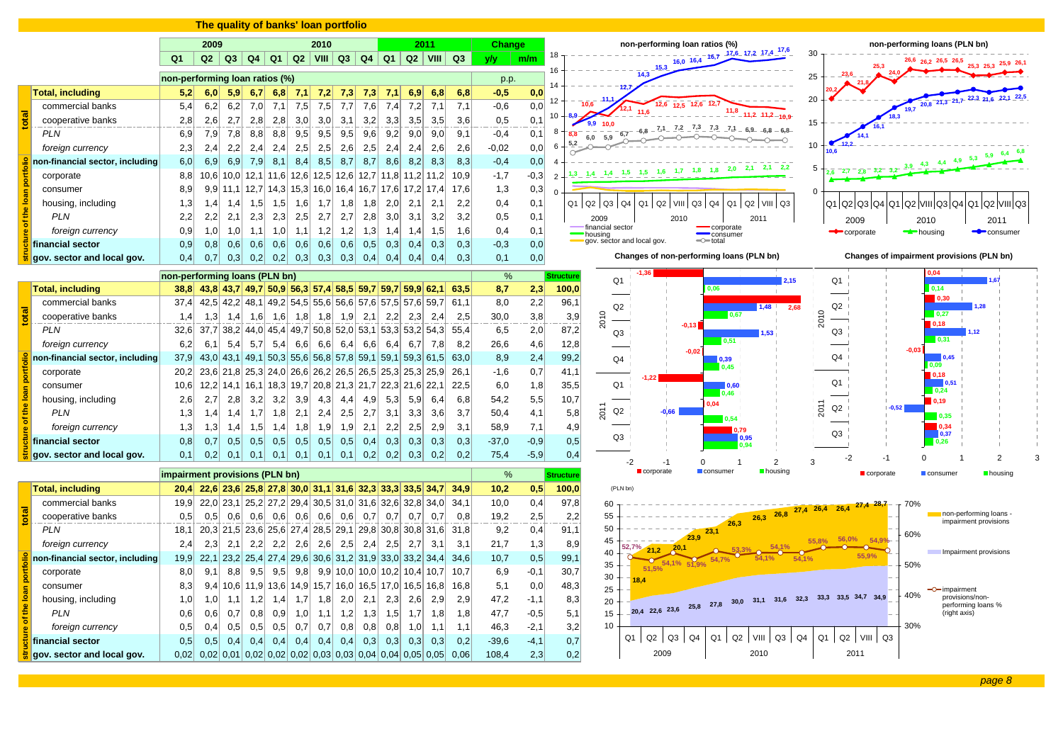# The quality of banks' loan portfolio

| | | 2009 | | | | 2010 | | | | | 2011 | | | | Change | |
|---|---|---|---|---|---|---|---|---|---|---|---|---|---|---|---|---|
| | | Q1 | Q2 | Q3 | Q4 | Q1 | Q2 | VIII | Q3 | Q4 | Q1 | Q2 | VIII | Q3 | y/y | m/m |
| | | **non-performing loan ratios (%)** | | | | | | | | | | | | | p.p. | |
| | **Total, including** | 5,2 | 6,0 | 5,9 | 6,7 | 6,8 | 7,1 | 7,2 | 7,3 | 7,3 | 7,1 | 6,9 | 6,8 | 6,8 | -0,5 | 0,0 |
| total | commercial banks | 5,4 | 6,2 | 6,2 | 7,0 | 7,1 | 7,5 | 7,5 | 7,7 | 7,6 | 7,4 | 7,2 | 7,1 | 7,1 | -0,6 | 0,0 |
| total | cooperative banks | 2,8 | 2,6 | 2,7 | 2,8 | 2,8 | 3,0 | 3,0 | 3,1 | 3,2 | 3,3 | 3,5 | 3,5 | 3,6 | 0,5 | 0,1 |
| total | *PLN* | 6,9 | 7,9 | 7,8 | 8,8 | 8,8 | 9,5 | 9,5 | 9,5 | 9,6 | 9,2 | 9,0 | 9,0 | 9,1 | -0,4 | 0,1 |
| total | *foreign currency* | 2,3 | 2,4 | 2,2 | 2,4 | 2,4 | 2,5 | 2,5 | 2,6 | 2,5 | 2,4 | 2,4 | 2,6 | 2,6 | -0,02 | 0,0 |
| structure of the loan portfolio | **non-financial sector, including** | 6,0 | 6,9 | 6,9 | 7,9 | 8,1 | 8,4 | 8,5 | 8,7 | 8,7 | 8,6 | 8,2 | 8,3 | 8,3 | -0,4 | 0,0 |
| structure of the loan portfolio | corporate | 8,8 | 10,6 | 10,0 | 12,1 | 11,6 | 12,6 | 12,5 | 12,6 | 12,7 | 11,8 | 11,2 | 11,2 | 10,9 | -1,7 | -0,3 |
| structure of the loan portfolio | consumer | 8,9 | 9,9 | 11,1 | 12,7 | 14,3 | 15,3 | 16,0 | 16,4 | 16,7 | 17,6 | 17,2 | 17,4 | 17,6 | 1,3 | 0,3 |
| structure of the loan portfolio | housing, including | 1,3 | 1,4 | 1,4 | 1,5 | 1,5 | 1,6 | 1,7 | 1,8 | 1,8 | 2,0 | 2,1 | 2,1 | 2,2 | 0,4 | 0,1 |
| structure of the loan portfolio | *PLN* | 2,2 | 2,2 | 2,1 | 2,3 | 2,3 | 2,5 | 2,7 | 2,7 | 2,8 | 3,0 | 3,1 | 3,2 | 3,2 | 0,5 | 0,1 |
| structure of the loan portfolio | *foreign currency* | 0,9 | 1,0 | 1,0 | 1,1 | 1,0 | 1,1 | 1,2 | 1,2 | 1,3 | 1,4 | 1,4 | 1,5 | 1,6 | 0,4 | 0,1 |
| structure of the loan portfolio | **financial sector** | 0,9 | 0,8 | 0,6 | 0,6 | 0,6 | 0,6 | 0,6 | 0,6 | 0,5 | 0,3 | 0,4 | 0,3 | 0,3 | -0,3 | 0,0 |
| structure of the loan portfolio | **gov. sector and local gov.** | 0,4 | 0,7 | 0,3 | 0,2 | 0,2 | 0,3 | 0,3 | 0,3 | 0,4 | 0,4 | 0,4 | 0,4 | 0,3 | 0,1 | 0,0 |

| | | Q1 | Q2 | Q3 | Q4 | Q1 | Q2 | VIII | Q3 | Q4 | Q1 | Q2 | VIII | Q3 | % | | Structure |
|---|---|---|---|---|---|---|---|---|---|---|---|---|---|---|---|---|---|
| | | **non-performing loans (PLN bn)** | | | | | | | | | | | | | y/y | m/m | |
| | **Total, including** | 38,8 | 43,8 | 43,7 | 49,7 | 50,9 | 56,3 | 57,4 | 58,5 | 59,7 | 59,7 | 59,9 | 62,1 | 63,5 | 8,7 | 2,3 | 100,0 |
| total | commercial banks | 37,4 | 42,5 | 42,2 | 48,1 | 49,2 | 54,5 | 55,6 | 56,6 | 57,6 | 57,5 | 57,6 | 59,7 | 61,1 | 8,0 | 2,2 | 96,1 |
| total | cooperative banks | 1,4 | 1,3 | 1,4 | 1,6 | 1,6 | 1,8 | 1,8 | 1,9 | 2,1 | 2,2 | 2,3 | 2,4 | 2,5 | 30,0 | 3,8 | 3,9 |
| total | *PLN* | 32,6 | 37,7 | 38,2 | 44,0 | 45,4 | 49,7 | 50,8 | 52,0 | 53,1 | 53,3 | 53,2 | 54,3 | 55,4 | 6,5 | 2,0 | 87,2 |
| total | *foreign currency* | 6,2 | 6,1 | 5,4 | 5,7 | 5,4 | 6,6 | 6,6 | 6,4 | 6,6 | 6,4 | 6,7 | 7,8 | 8,2 | 26,6 | 4,6 | 12,8 |
| structure of the loan portfolio | **non-financial sector, including** | 37,9 | 43,0 | 43,1 | 49,1 | 50,3 | 55,6 | 56,8 | 57,8 | 59,1 | 59,1 | 59,3 | 61,5 | 63,0 | 8,9 | 2,4 | 99,2 |
| structure of the loan portfolio | corporate | 20,2 | 23,6 | 21,8 | 25,3 | 24,0 | 26,6 | 26,2 | 26,5 | 26,5 | 25,3 | 25,3 | 25,9 | 26,1 | -1,6 | 0,7 | 41,1 |
| structure of the loan portfolio | consumer | 10,6 | 12,2 | 14,1 | 16,1 | 18,3 | 19,7 | 20,8 | 21,3 | 21,7 | 22,3 | 21,6 | 22,1 | 22,5 | 6,0 | 1,8 | 35,5 |
| structure of the loan portfolio | housing, including | 2,6 | 2,7 | 2,8 | 3,2 | 3,2 | 3,9 | 4,3 | 4,4 | 4,9 | 5,3 | 5,9 | 6,4 | 6,8 | 54,2 | 5,5 | 10,7 |
| structure of the loan portfolio | *PLN* | 1,3 | 1,4 | 1,4 | 1,7 | 1,8 | 2,1 | 2,4 | 2,5 | 2,7 | 3,1 | 3,3 | 3,6 | 3,7 | 50,4 | 4,1 | 5,8 |
| structure of the loan portfolio | *foreign currency* | 1,3 | 1,3 | 1,4 | 1,5 | 1,4 | 1,8 | 1,9 | 1,9 | 2,1 | 2,2 | 2,5 | 2,9 | 3,1 | 58,9 | 7,1 | 4,9 |
| structure of the loan portfolio | **financial sector** | 0,8 | 0,7 | 0,5 | 0,5 | 0,5 | 0,5 | 0,5 | 0,5 | 0,4 | 0,3 | 0,3 | 0,3 | 0,3 | -37,0 | -0,9 | 0,5 |
| structure of the loan portfolio | **gov. sector and local gov.** | 0,1 | 0,2 | 0,1 | 0,1 | 0,1 | 0,1 | 0,1 | 0,1 | 0,2 | 0,2 | 0,3 | 0,2 | 0,2 | 75,4 | -5,9 | 0,4 |

| | | Q1 | Q2 | Q3 | Q4 | Q1 | Q2 | VIII | Q3 | Q4 | Q1 | Q2 | VIII | Q3 | % | | Structure |
|---|---|---|---|---|---|---|---|---|---|---|---|---|---|---|---|---|---|
| | | **impairment provisions (PLN bn)** | | | | | | | | | | | | | y/y | m/m | |
| | **Total, including** | 20,4 | 22,6 | 23,6 | 25,8 | 27,8 | 30,0 | 31,1 | 31,6 | 32,3 | 33,3 | 33,5 | 34,7 | 34,9 | 10,2 | 0,5 | 100,0 |
| total | commercial banks | 19,9 | 22,0 | 23,1 | 25,2 | 27,2 | 29,4 | 30,5 | 31,0 | 31,6 | 32,6 | 32,8 | 34,0 | 34,1 | 10,0 | 0,4 | 97,8 |
| total | cooperative banks | 0,5 | 0,5 | 0,6 | 0,6 | 0,6 | 0,6 | 0,6 | 0,6 | 0,7 | 0,7 | 0,7 | 0,7 | 0,8 | 19,2 | 2,5 | 2,2 |
| total | *PLN* | 18,1 | 20,3 | 21,5 | 23,6 | 25,6 | 27,4 | 28,5 | 29,1 | 29,8 | 30,8 | 30,8 | 31,6 | 31,8 | 9,2 | 0,4 | 91,1 |
| total | *foreign currency* | 2,4 | 2,3 | 2,1 | 2,2 | 2,2 | 2,6 | 2,6 | 2,5 | 2,4 | 2,5 | 2,7 | 3,1 | 3,1 | 21,7 | 1,3 | 8,9 |
| structure of the loan portfolio | **non-financial sector, including** | 19,9 | 22,1 | 23,2 | 25,4 | 27,4 | 29,6 | 30,6 | 31,2 | 31,9 | 33,0 | 33,2 | 34,4 | 34,6 | 10,7 | 0,5 | 99,1 |
| structure of the loan portfolio | corporate | 8,0 | 9,1 | 8,8 | 9,5 | 9,5 | 9,8 | 9,9 | 10,0 | 10,0 | 10,2 | 10,4 | 10,7 | 10,7 | 6,9 | -0,1 | 30,7 |
| structure of the loan portfolio | consumer | 8,3 | 9,4 | 10,6 | 11,9 | 13,6 | 14,9 | 15,7 | 16,0 | 16,5 | 17,0 | 16,5 | 16,8 | 16,8 | 5,1 | 0,0 | 48,3 |
| structure of the loan portfolio | housing, including | 1,0 | 1,0 | 1,1 | 1,2 | 1,4 | 1,7 | 1,8 | 2,0 | 2,1 | 2,3 | 2,6 | 2,9 | 2,9 | 47,2 | -1,1 | 8,3 |
| structure of the loan portfolio | *PLN* | 0,6 | 0,6 | 0,7 | 0,8 | 0,9 | 1,0 | 1,1 | 1,2 | 1,3 | 1,5 | 1,7 | 1,8 | 1,8 | 47,7 | -0,5 | 5,1 |
| structure of the loan portfolio | *foreign currency* | 0,5 | 0,4 | 0,5 | 0,5 | 0,5 | 0,7 | 0,7 | 0,8 | 0,8 | 0,8 | 1,0 | 1,1 | 1,1 | 46,3 | -2,1 | 3,2 |
| structure of the loan portfolio | **financial sector** | 0,5 | 0,5 | 0,4 | 0,4 | 0,4 | 0,4 | 0,4 | 0,4 | 0,3 | 0,3 | 0,3 | 0,3 | 0,2 | -39,6 | -4,1 | 0,7 |
| structure of the loan portfolio | **gov. sector and local gov.** | 0,02 | 0,02 | 0,01 | 0,02 | 0,02 | 0,02 | 0,02 | 0,03 | 0,03 | 0,04 | 0,04 | 0,05 | 0,05 | 0,06 | 108,4 | 2,3 | 0,2 |

non-performing loan ratios (%)

non-performing loans (PLN bn)

Changes of non-performing loans (PLN bn)

Changes of impairment provisions (PLN bn)

(PLN bn) non-performing loans - impairment provisions; Impairment provisions; impairment provisions/non-performing loans % (right axis)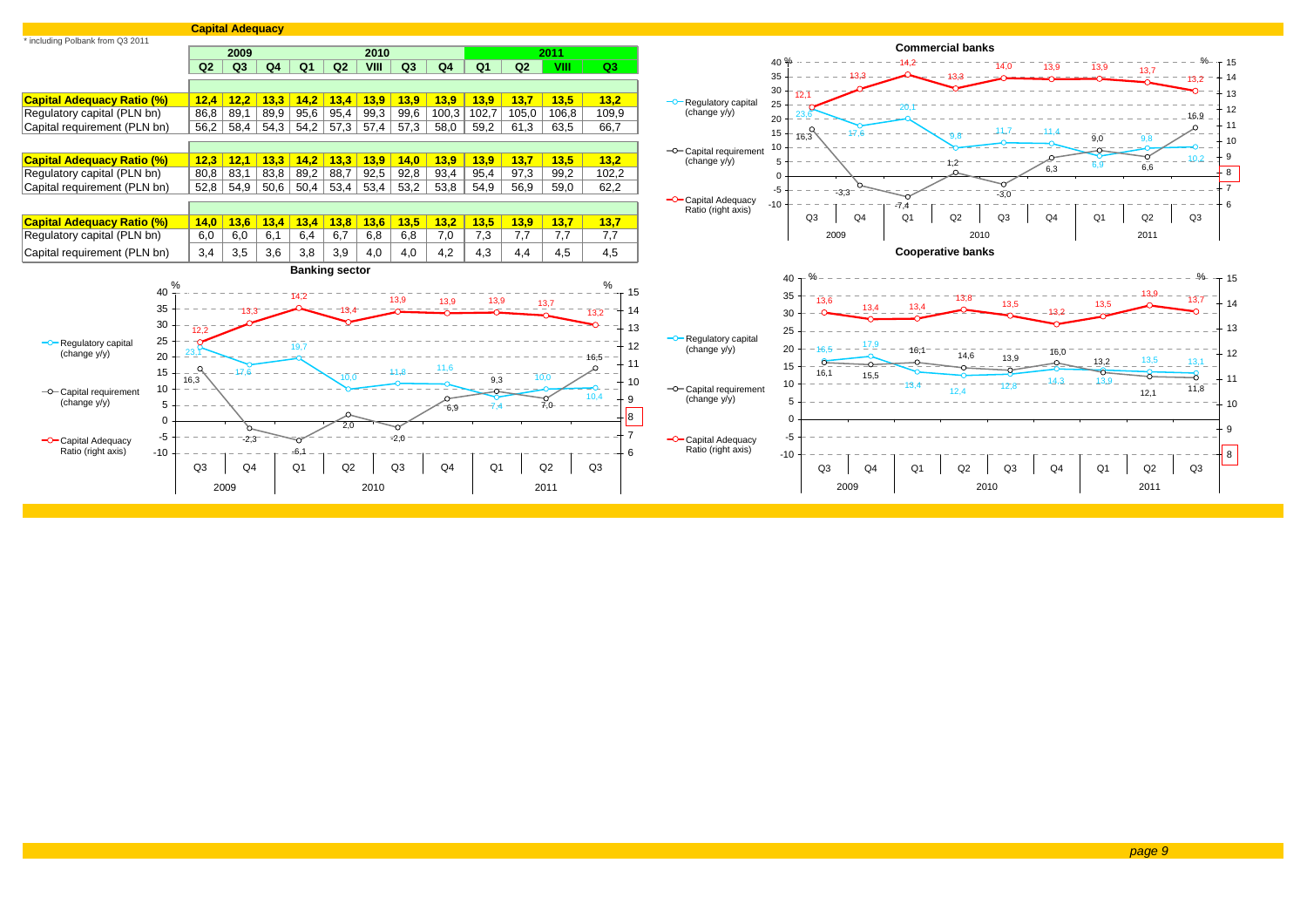## Capital Adequacy

* including Polbank from Q3 2011

|  | 2009 | | | 2010 | | | | | 2011 | | | |
|---|---|---|---|---|---|---|---|---|---|---|---|---|
|  | Q2 | Q3 | Q4 | Q1 | Q2 | VIII | Q3 | Q4 | Q1 | Q2 | VIII | Q3 |
| **Capital Adequacy Ratio (%)** | 12,4 | 12,2 | 13,3 | 14,2 | 13,4 | 13,9 | 13,9 | 13,9 | 13,9 | 13,7 | 13,5 | 13,2 |
| Regulatory capital (PLN bn) | 86,8 | 89,1 | 89,9 | 95,6 | 95,4 | 99,3 | 99,6 | 100,3 | 102,7 | 105,0 | 106,8 | 109,9 |
| Capital requirement (PLN bn) | 56,2 | 58,4 | 54,3 | 54,2 | 57,3 | 57,4 | 57,3 | 58,0 | 59,2 | 61,3 | 63,5 | 66,7 |
| **Capital Adequacy Ratio (%)** | 12,3 | 12,1 | 13,3 | 14,2 | 13,3 | 13,9 | 14,0 | 13,9 | 13,9 | 13,7 | 13,5 | 13,2 |
| Regulatory capital (PLN bn) | 80,8 | 83,1 | 83,8 | 89,2 | 88,7 | 92,5 | 92,8 | 93,4 | 95,4 | 97,3 | 99,2 | 102,2 |
| Capital requirement (PLN bn) | 52,8 | 54,9 | 50,6 | 50,4 | 53,4 | 53,4 | 53,2 | 53,8 | 54,9 | 56,9 | 59,0 | 62,2 |
| **Capital Adequacy Ratio (%)** | 14,0 | 13,6 | 13,4 | 13,4 | 13,8 | 13,6 | 13,5 | 13,2 | 13,5 | 13,9 | 13,7 | 13,7 |
| Regulatory capital (PLN bn) | 6,0 | 6,0 | 6,1 | 6,4 | 6,7 | 6,8 | 6,8 | 7,0 | 7,3 | 7,7 | 7,7 | 7,7 |
| Capital requirement (PLN bn) | 3,4 | 3,5 | 3,6 | 3,8 | 3,9 | 4,0 | 4,0 | 4,2 | 4,3 | 4,4 | 4,5 | 4,5 |

### Banking sector

| | Q3 2009 | Q4 2009 | Q1 2010 | Q2 2010 | Q3 2010 | Q4 2010 | Q1 2011 | Q2 2011 | Q3 2011 |
|---|---|---|---|---|---|---|---|---|---|
| Regulatory capital (change y/y) | 23,1 | 17,6 | 19,7 | 10,0 | 11,8 | 11,6 | 7,4 | 10,0 | 10,4 |
| Capital requirement (change y/y) | 16,3 | -2,3 | -6,1 | 2,0 | -2,0 | 6,9 | 9,3 | 7,0 | 16,5 |
| Capital Adequacy Ratio (right axis) | 12,2 | 13,3 | 14,2 | 13,4 | 13,9 | 13,9 | 13,9 | 13,7 | 13,2 |

### Commercial banks

| | Q3 2009 | Q4 2009 | Q1 2010 | Q2 2010 | Q3 2010 | Q4 2010 | Q1 2011 | Q2 2011 | Q3 2011 |
|---|---|---|---|---|---|---|---|---|---|
| Regulatory capital (change y/y) | 23,6 | 17,6 | 20,1 | 9,8 | 11,7 | 11,4 | 6,9 | 9,8 | 10,2 |
| Capital requirement (change y/y) | 16,3 | -3,3 | -7,4 | 1,2 | -3,0 | 6,3 | 9,0 | 6,6 | 16,9 |
| Capital Adequacy Ratio (right axis) | 12,1 | 13,3 | 14,2 | 13,3 | 14,0 | 13,9 | 13,9 | 13,7 | 13,2 |

### Cooperative banks

| | Q3 2009 | Q4 2009 | Q1 2010 | Q2 2010 | Q3 2010 | Q4 2010 | Q1 2011 | Q2 2011 | Q3 2011 |
|---|---|---|---|---|---|---|---|---|---|
| Regulatory capital (change y/y) | 16,5 | 17,9 | 13,4 | 12,4 | 12,8 | 14,3 | 13,9 | 13,5 | 13,1 |
| Capital requirement (change y/y) | 16,1 | 15,5 | 16,1 | 14,6 | 13,9 | 16,0 | 13,2 | 12,1 | 11,8 |
| Capital Adequacy Ratio (right axis) | 13,6 | 13,4 | 13,4 | 13,8 | 13,5 | 13,2 | 13,5 | 13,9 | 13,7 |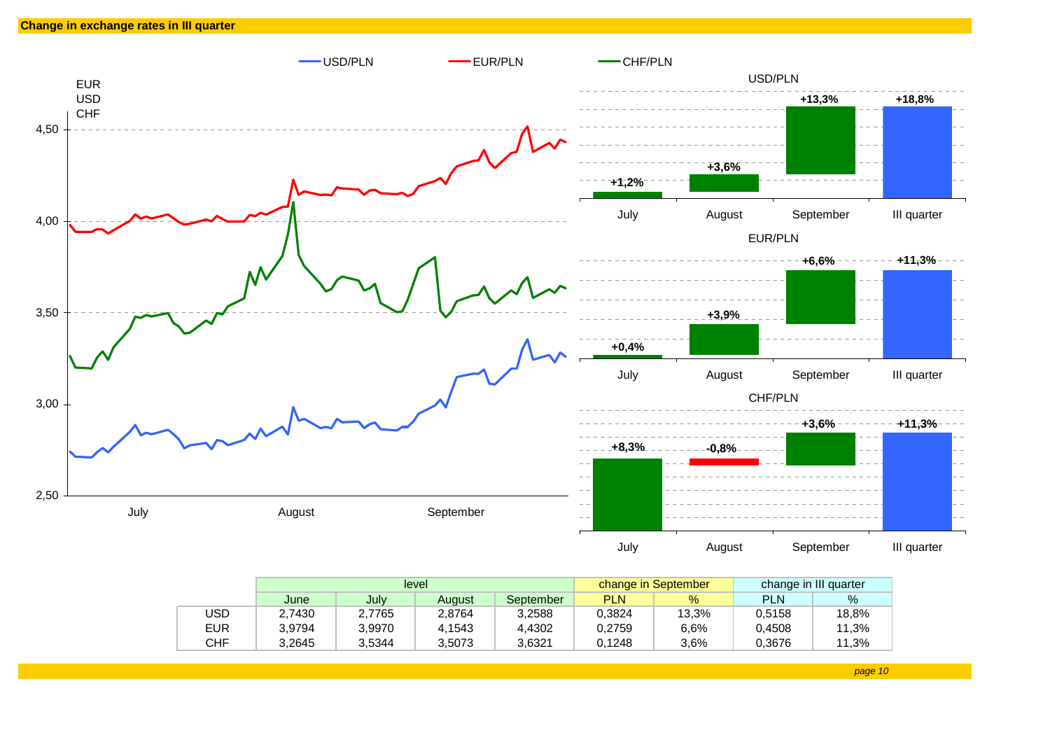## Change in exchange rates in III quarter

USD/PLN  EUR/PLN  CHF/PLN

EUR
USD
CHF

4,50
4,00
3,50
3,00
2,50

July  August  September

USD/PLN

+1,2%  +3,6%  +13,3%  +18,8%

July  August  September  III quarter

EUR/PLN

+0,4%  +3,9%  +6,6%  +11,3%

July  August  September  III quarter

CHF/PLN

+8,3%  -0,8%  +3,6%  +11,3%

July  August  September  III quarter

| | level | | | | change in September | | change in III quarter | |
|---|---|---|---|---|---|---|---|---|
| | June | July | August | September | PLN | % | PLN | % |
| USD | 2,7430 | 2,7765 | 2,8764 | 3,2588 | 0,3824 | 13,3% | 0,5158 | 18,8% |
| EUR | 3,9794 | 3,9970 | 4,1543 | 4,4302 | 0,2759 | 6,6% | 0,4508 | 11,3% |
| CHF | 3,2645 | 3,5344 | 3,5073 | 3,6321 | 0,1248 | 3,6% | 0,3676 | 11,3% |